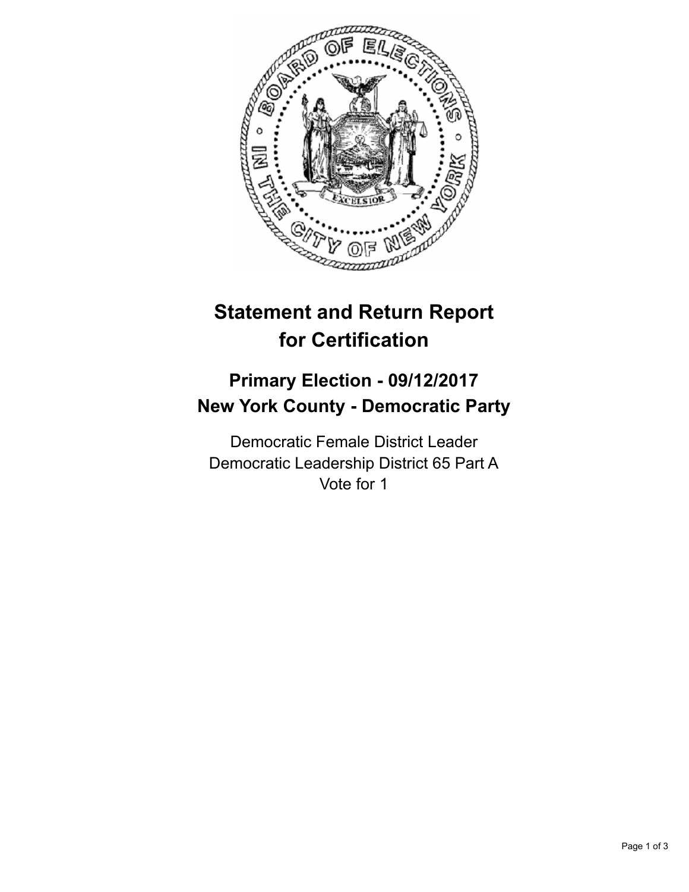# Statement and Return Report for Certification

## Primary Election - 09/12/2017
## New York County - Democratic Party

Democratic Female District Leader
Democratic Leadership District 65 Part A
Vote for 1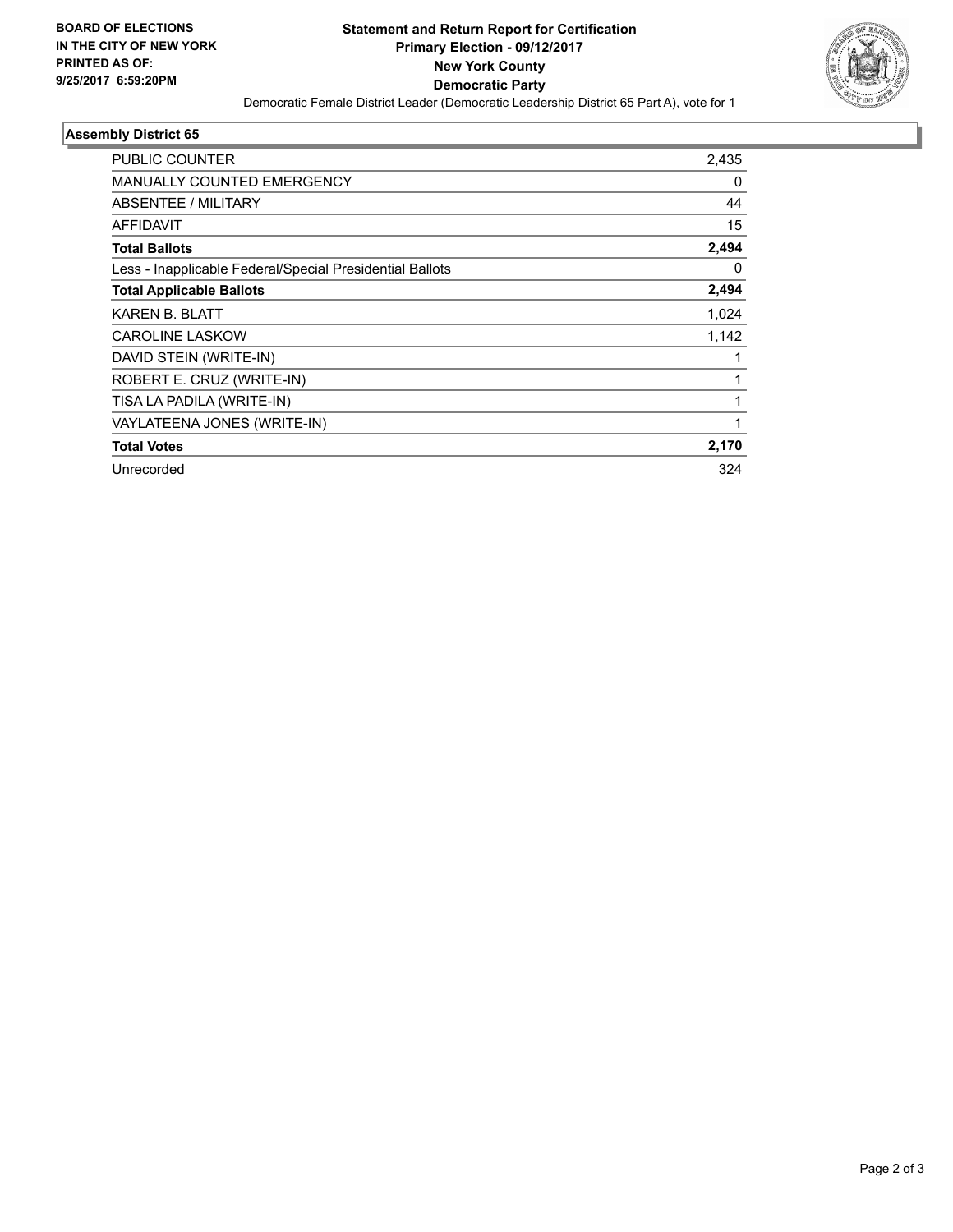**BOARD OF ELECTIONS IN THE CITY OF NEW YORK PRINTED AS OF: 9/25/2017 6:59:20PM**

# Statement and Return Report for Certification
## Primary Election - 09/12/2017
## New York County
## Democratic Party

Democratic Female District Leader (Democratic Leadership District 65 Part A), vote for 1

### Assembly District 65

| | |
|---|---|
| PUBLIC COUNTER | 2,435 |
| MANUALLY COUNTED EMERGENCY | 0 |
| ABSENTEE / MILITARY | 44 |
| AFFIDAVIT | 15 |
| **Total Ballots** | **2,494** |
| Less - Inapplicable Federal/Special Presidential Ballots | 0 |
| **Total Applicable Ballots** | **2,494** |
| KAREN B. BLATT | 1,024 |
| CAROLINE LASKOW | 1,142 |
| DAVID STEIN (WRITE-IN) | 1 |
| ROBERT E. CRUZ (WRITE-IN) | 1 |
| TISA LA PADILA (WRITE-IN) | 1 |
| VAYLATEENA JONES (WRITE-IN) | 1 |
| **Total Votes** | **2,170** |
| Unrecorded | 324 |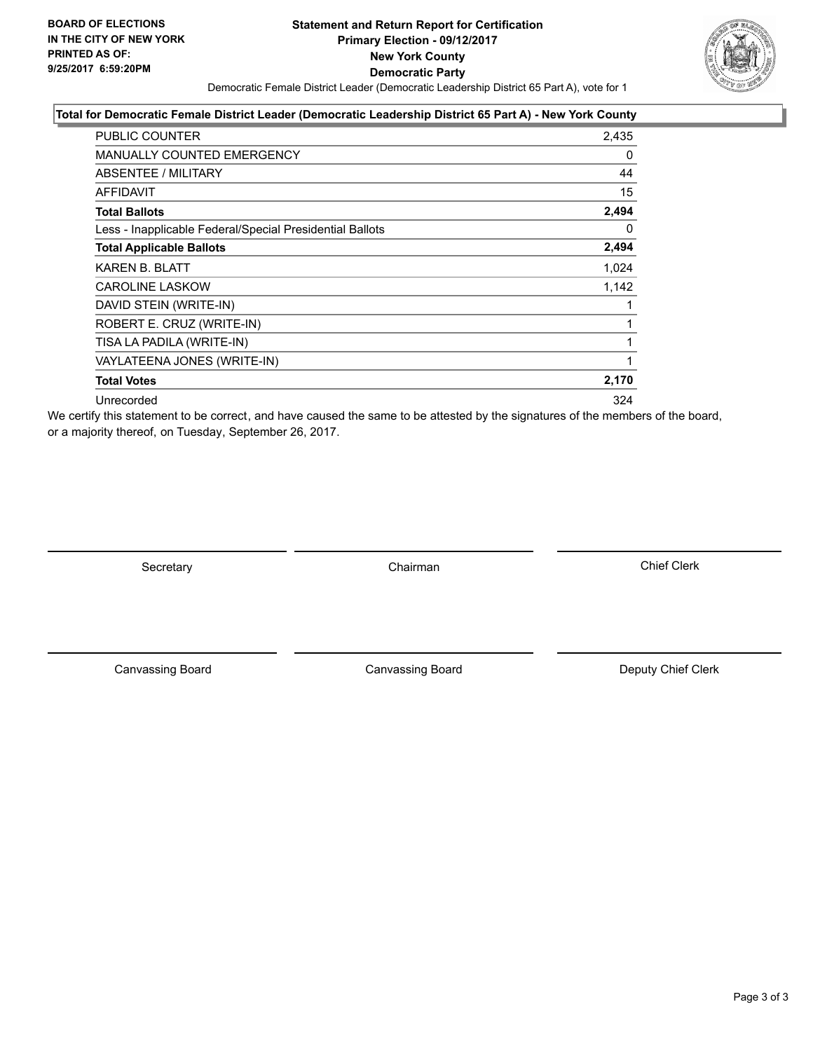**BOARD OF ELECTIONS IN THE CITY OF NEW YORK PRINTED AS OF: 9/25/2017 6:59:20PM**

**Statement and Return Report for Certification**
**Primary Election - 09/12/2017**
**New York County**
**Democratic Party**

Democratic Female District Leader (Democratic Leadership District 65 Part A), vote for 1

**Total for Democratic Female District Leader (Democratic Leadership District 65 Part A) - New York County**

| | |
|---|---|
| PUBLIC COUNTER | 2,435 |
| MANUALLY COUNTED EMERGENCY | 0 |
| ABSENTEE / MILITARY | 44 |
| AFFIDAVIT | 15 |
| **Total Ballots** | **2,494** |
| Less - Inapplicable Federal/Special Presidential Ballots | 0 |
| **Total Applicable Ballots** | **2,494** |
| KAREN B. BLATT | 1,024 |
| CAROLINE LASKOW | 1,142 |
| DAVID STEIN (WRITE-IN) | 1 |
| ROBERT E. CRUZ (WRITE-IN) | 1 |
| TISA LA PADILA (WRITE-IN) | 1 |
| VAYLATEENA JONES (WRITE-IN) | 1 |
| **Total Votes** | **2,170** |
| Unrecorded | 324 |

We certify this statement to be correct, and have caused the same to be attested by the signatures of the members of the board, or a majority thereof, on Tuesday, September 26, 2017.

Secretary

Chairman

Chief Clerk

Canvassing Board

Canvassing Board

Deputy Chief Clerk